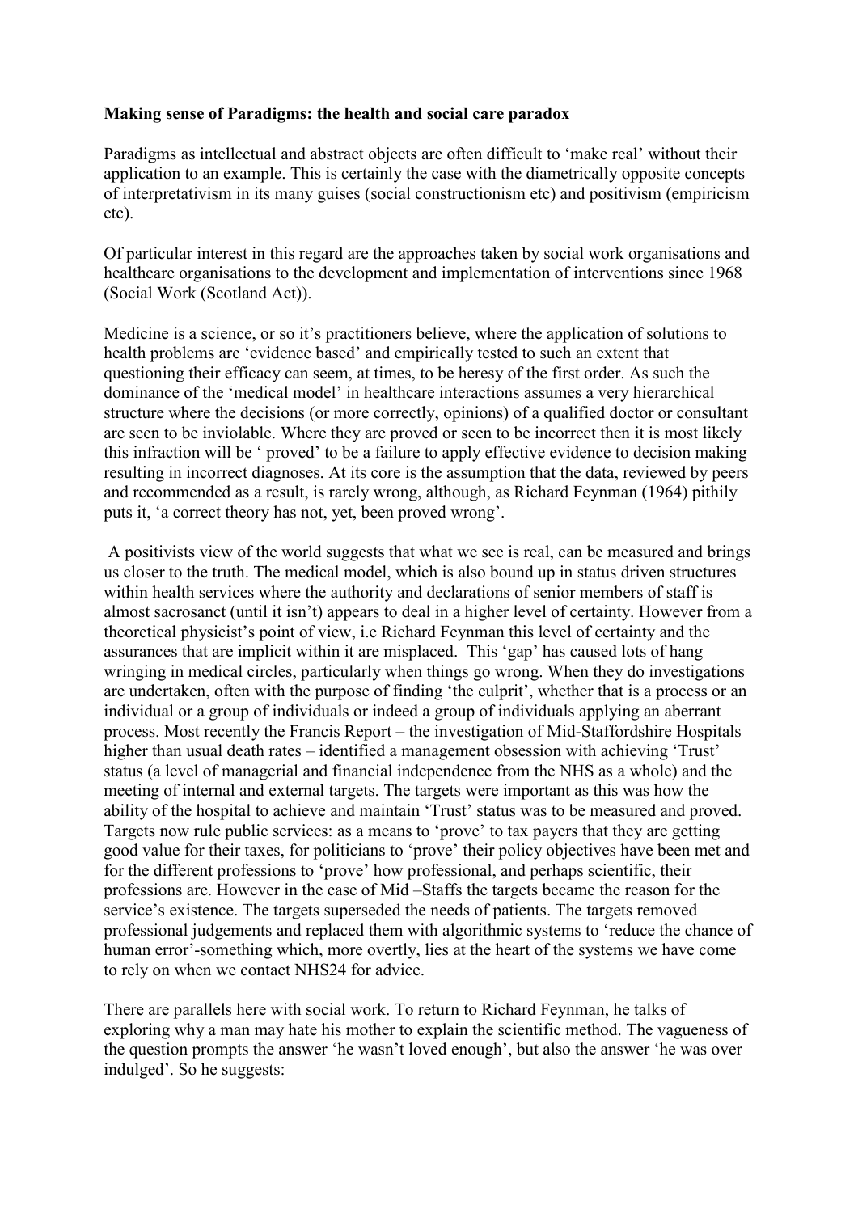**Making sense of Paradigms: the health and social care paradox**

Paradigms as intellectual and abstract objects are often difficult to 'make real' without their application to an example. This is certainly the case with the diametrically opposite concepts of interpretativism in its many guises (social constructionism etc) and positivism (empiricism etc).

Of particular interest in this regard are the approaches taken by social work organisations and healthcare organisations to the development and implementation of interventions since 1968 (Social Work (Scotland Act)).

Medicine is a science, or so it's practitioners believe, where the application of solutions to health problems are 'evidence based' and empirically tested to such an extent that questioning their efficacy can seem, at times, to be heresy of the first order. As such the dominance of the 'medical model' in healthcare interactions assumes a very hierarchical structure where the decisions (or more correctly, opinions) of a qualified doctor or consultant are seen to be inviolable. Where they are proved or seen to be incorrect then it is most likely this infraction will be ' proved' to be a failure to apply effective evidence to decision making resulting in incorrect diagnoses. At its core is the assumption that the data, reviewed by peers and recommended as a result, is rarely wrong, although, as Richard Feynman (1964) pithily puts it, 'a correct theory has not, yet, been proved wrong'.

A positivists view of the world suggests that what we see is real, can be measured and brings us closer to the truth. The medical model, which is also bound up in status driven structures within health services where the authority and declarations of senior members of staff is almost sacrosanct (until it isn't) appears to deal in a higher level of certainty. However from a theoretical physicist's point of view, i.e Richard Feynman this level of certainty and the assurances that are implicit within it are misplaced. This 'gap' has caused lots of hang wringing in medical circles, particularly when things go wrong. When they do investigations are undertaken, often with the purpose of finding 'the culprit', whether that is a process or an individual or a group of individuals or indeed a group of individuals applying an aberrant process. Most recently the Francis Report – the investigation of Mid-Staffordshire Hospitals higher than usual death rates – identified a management obsession with achieving 'Trust' status (a level of managerial and financial independence from the NHS as a whole) and the meeting of internal and external targets. The targets were important as this was how the ability of the hospital to achieve and maintain 'Trust' status was to be measured and proved. Targets now rule public services: as a means to 'prove' to tax payers that they are getting good value for their taxes, for politicians to 'prove' their policy objectives have been met and for the different professions to 'prove' how professional, and perhaps scientific, their professions are. However in the case of Mid –Staffs the targets became the reason for the service's existence. The targets superseded the needs of patients. The targets removed professional judgements and replaced them with algorithmic systems to 'reduce the chance of human error'-something which, more overtly, lies at the heart of the systems we have come to rely on when we contact NHS24 for advice.

There are parallels here with social work. To return to Richard Feynman, he talks of exploring why a man may hate his mother to explain the scientific method. The vagueness of the question prompts the answer 'he wasn't loved enough', but also the answer 'he was over indulged'. So he suggests: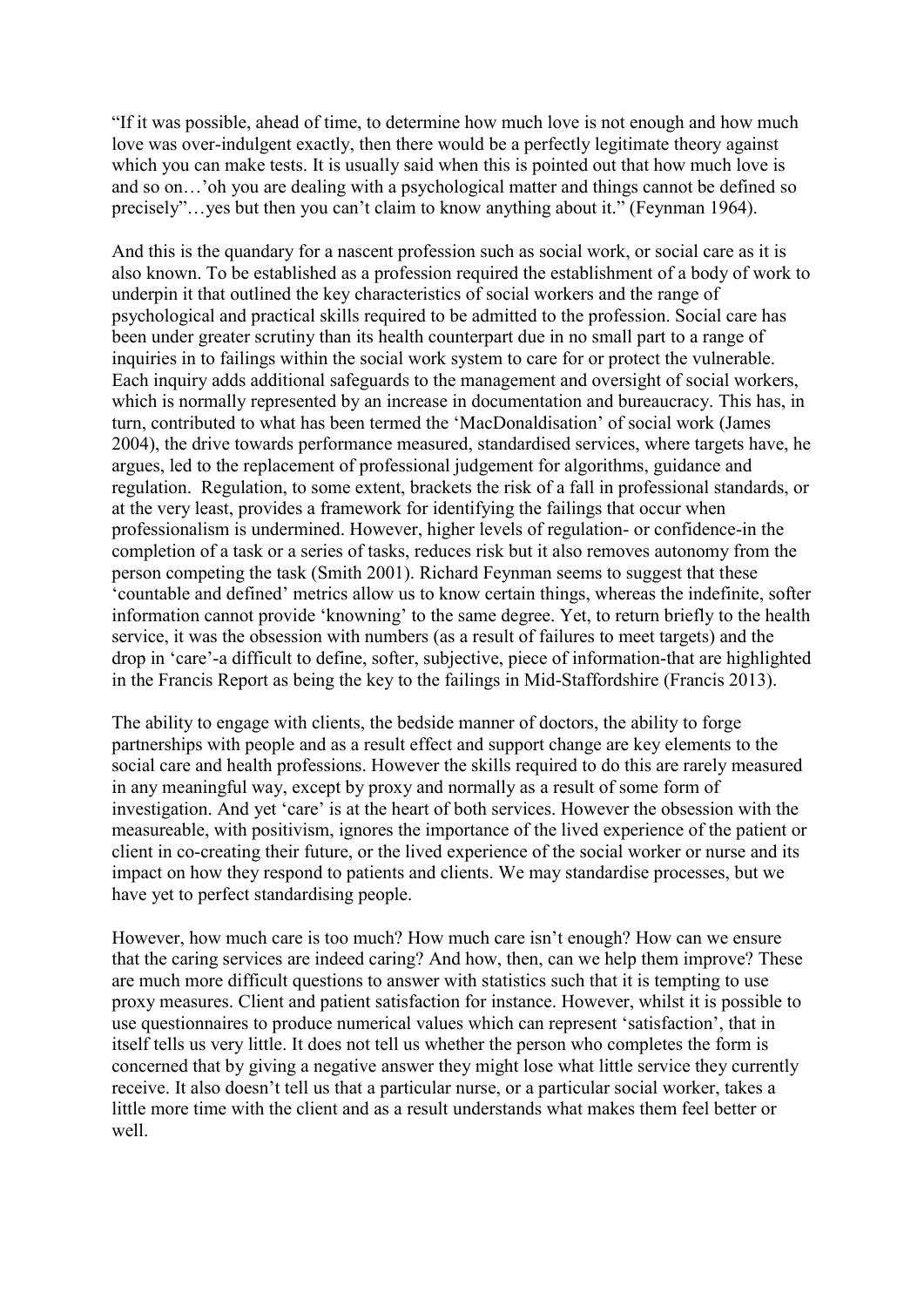"If it was possible, ahead of time, to determine how much love is not enough and how much love was over-indulgent exactly, then there would be a perfectly legitimate theory against which you can make tests. It is usually said when this is pointed out that how much love is and so on…'oh you are dealing with a psychological matter and things cannot be defined so precisely"…yes but then you can't claim to know anything about it." (Feynman 1964).

And this is the quandary for a nascent profession such as social work, or social care as it is also known. To be established as a profession required the establishment of a body of work to underpin it that outlined the key characteristics of social workers and the range of psychological and practical skills required to be admitted to the profession. Social care has been under greater scrutiny than its health counterpart due in no small part to a range of inquiries in to failings within the social work system to care for or protect the vulnerable. Each inquiry adds additional safeguards to the management and oversight of social workers, which is normally represented by an increase in documentation and bureaucracy. This has, in turn, contributed to what has been termed the 'MacDonaldisation' of social work (James 2004), the drive towards performance measured, standardised services, where targets have, he argues, led to the replacement of professional judgement for algorithms, guidance and regulation. Regulation, to some extent, brackets the risk of a fall in professional standards, or at the very least, provides a framework for identifying the failings that occur when professionalism is undermined. However, higher levels of regulation- or confidence-in the completion of a task or a series of tasks, reduces risk but it also removes autonomy from the person competing the task (Smith 2001). Richard Feynman seems to suggest that these 'countable and defined' metrics allow us to know certain things, whereas the indefinite, softer information cannot provide 'knowning' to the same degree. Yet, to return briefly to the health service, it was the obsession with numbers (as a result of failures to meet targets) and the drop in 'care'-a difficult to define, softer, subjective, piece of information-that are highlighted in the Francis Report as being the key to the failings in Mid-Staffordshire (Francis 2013).

The ability to engage with clients, the bedside manner of doctors, the ability to forge partnerships with people and as a result effect and support change are key elements to the social care and health professions. However the skills required to do this are rarely measured in any meaningful way, except by proxy and normally as a result of some form of investigation. And yet 'care' is at the heart of both services. However the obsession with the measureable, with positivism, ignores the importance of the lived experience of the patient or client in co-creating their future, or the lived experience of the social worker or nurse and its impact on how they respond to patients and clients. We may standardise processes, but we have yet to perfect standardising people.

However, how much care is too much? How much care isn't enough? How can we ensure that the caring services are indeed caring? And how, then, can we help them improve? These are much more difficult questions to answer with statistics such that it is tempting to use proxy measures. Client and patient satisfaction for instance. However, whilst it is possible to use questionnaires to produce numerical values which can represent 'satisfaction', that in itself tells us very little. It does not tell us whether the person who completes the form is concerned that by giving a negative answer they might lose what little service they currently receive. It also doesn't tell us that a particular nurse, or a particular social worker, takes a little more time with the client and as a result understands what makes them feel better or well.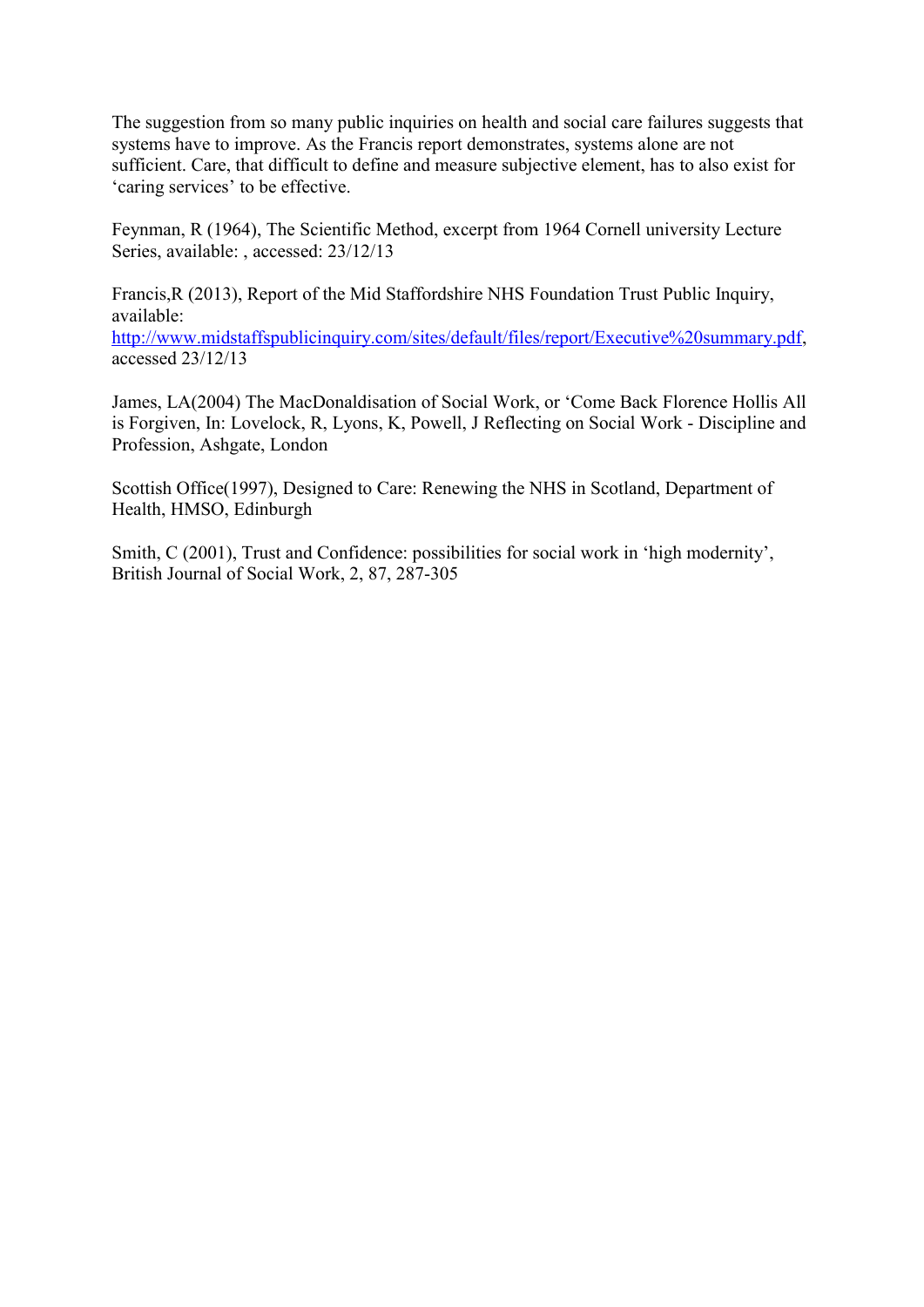The suggestion from so many public inquiries on health and social care failures suggests that systems have to improve. As the Francis report demonstrates, systems alone are not sufficient. Care, that difficult to define and measure subjective element, has to also exist for 'caring services' to be effective.

Feynman, R (1964), The Scientific Method, excerpt from 1964 Cornell university Lecture Series, available: , accessed: 23/12/13

Francis,R (2013), Report of the Mid Staffordshire NHS Foundation Trust Public Inquiry, available: http://www.midstaffspublicinquiry.com/sites/default/files/report/Executive%20summary.pdf, accessed 23/12/13

James, LA(2004) The MacDonaldisation of Social Work, or 'Come Back Florence Hollis All is Forgiven, In: Lovelock, R, Lyons, K, Powell, J Reflecting on Social Work - Discipline and Profession, Ashgate, London

Scottish Office(1997), Designed to Care: Renewing the NHS in Scotland, Department of Health, HMSO, Edinburgh

Smith, C (2001), Trust and Confidence: possibilities for social work in 'high modernity', British Journal of Social Work, 2, 87, 287-305